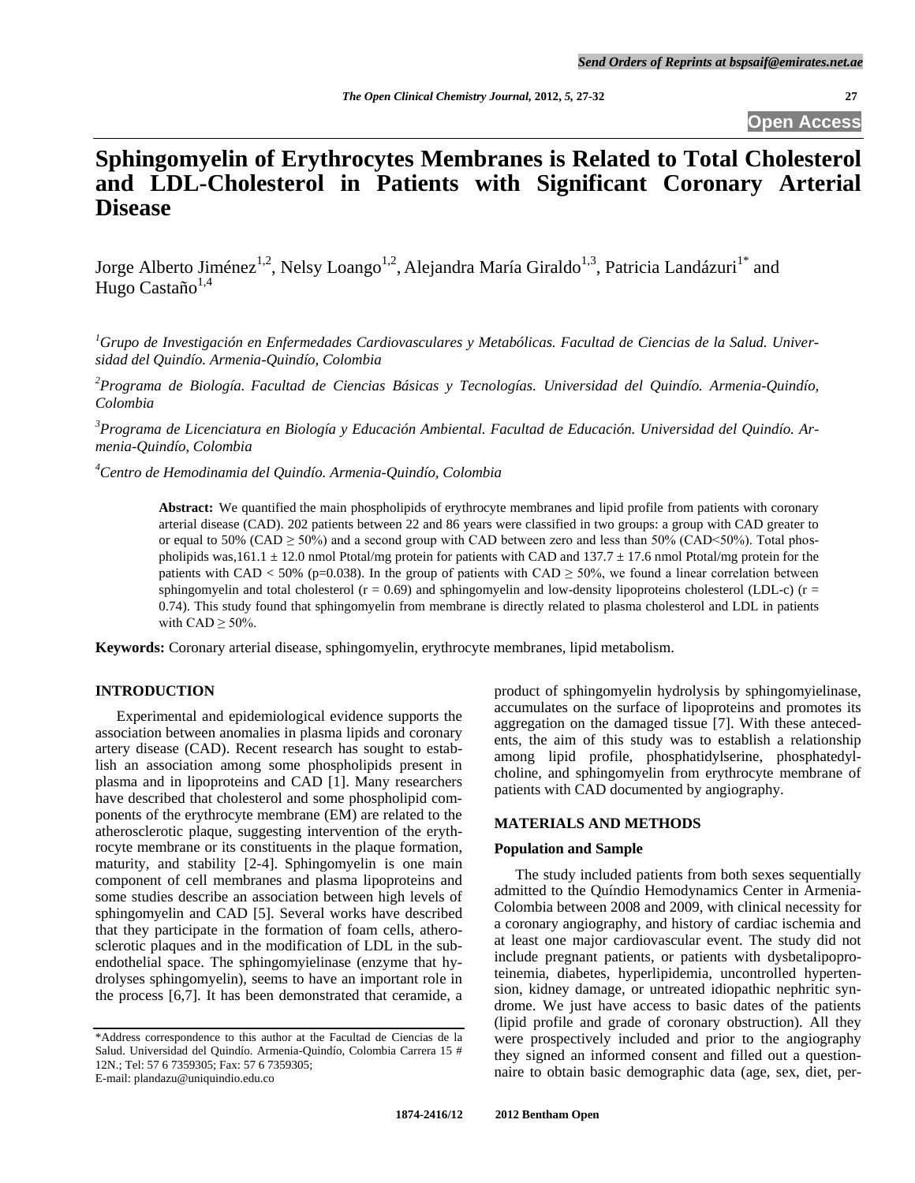# Sphingomyelin of Erythrocytes Membranes is Related to Total Cholesterol and LDL-Cholesterol in Patients with Significant Coronary Arterial Disease

Jorge Alberto Jiménez[1,2], Nelsy Loango[1,2], Alejandra María Giraldo[1,3], Patricia Landázuri[1*] and Hugo Castaño[1,4]

[1]*Grupo de Investigación en Enfermedades Cardiovasculares y Metabólicas. Facultad de Ciencias de la Salud. Universidad del Quindío. Armenia-Quindío, Colombia*

[2]*Programa de Biología. Facultad de Ciencias Básicas y Tecnologías. Universidad del Quindío. Armenia-Quindío, Colombia*

[3]*Programa de Licenciatura en Biología y Educación Ambiental. Facultad de Educación. Universidad del Quindío. Armenia-Quindío, Colombia*

[4]*Centro de Hemodinamia del Quindío. Armenia-Quindío, Colombia*

**Abstract:** We quantified the main phospholipids of erythrocyte membranes and lipid profile from patients with coronary arterial disease (CAD). 202 patients between 22 and 86 years were classified in two groups: a group with CAD greater to or equal to 50% (CAD $\geq$ 50%) and a second group with CAD between zero and less than 50% (CAD<50%). Total phospholipids was,161.1 $\pm$ 12.0 nmol Ptotal/mg protein for patients with CAD and 137.7 $\pm$ 17.6 nmol Ptotal/mg protein for the patients with CAD < 50% ($p=0.038$). In the group of patients with CAD $\geq$ 50%, we found a linear correlation between sphingomyelin and total cholesterol ($r = 0.69$) and sphingomyelin and low-density lipoproteins cholesterol (LDL-c) ($r = 0.74$). This study found that sphingomyelin from membrane is directly related to plasma cholesterol and LDL in patients with CAD $\geq$ 50%.

**Keywords:** Coronary arterial disease, sphingomyelin, erythrocyte membranes, lipid metabolism.

## INTRODUCTION

Experimental and epidemiological evidence supports the association between anomalies in plasma lipids and coronary artery disease (CAD). Recent research has sought to establish an association among some phospholipids present in plasma and in lipoproteins and CAD [1]. Many researchers have described that cholesterol and some phospholipid components of the erythrocyte membrane (EM) are related to the atherosclerotic plaque, suggesting intervention of the erythrocyte membrane or its constituents in the plaque formation, maturity, and stability [2-4]. Sphingomyelin is one main component of cell membranes and plasma lipoproteins and some studies describe an association between high levels of sphingomyelin and CAD [5]. Several works have described that they participate in the formation of foam cells, atherosclerotic plaques and in the modification of LDL in the subendothelial space. The sphingomyielinase (enzyme that hydrolyses sphingomyelin), seems to have an important role in the process [6,7]. It has been demonstrated that ceramide, a product of sphingomyelin hydrolysis by sphingomyielinase, accumulates on the surface of lipoproteins and promotes its aggregation on the damaged tissue [7]. With these antecedents, the aim of this study was to establish a relationship among lipid profile, phosphatidylserine, phosphatedylcholine, and sphingomyelin from erythrocyte membrane of patients with CAD documented by angiography.

## MATERIALS AND METHODS

### Population and Sample

The study included patients from both sexes sequentially admitted to the Quíndio Hemodynamics Center in Armenia-Colombia between 2008 and 2009, with clinical necessity for a coronary angiography, and history of cardiac ischemia and at least one major cardiovascular event. The study did not include pregnant patients, or patients with dysbetalipoproteinemia, diabetes, hyperlipidemia, uncontrolled hypertension, kidney damage, or untreated idiopathic nephritic syndrome. We just have access to basic dates of the patients (lipid profile and grade of coronary obstruction). All they were prospectively included and prior to the angiography they signed an informed consent and filled out a questionnaire to obtain basic demographic data (age, sex, diet, per-

*Address correspondence to this author at the Facultad de Ciencias de la Salud. Universidad del Quindío. Armenia-Quindío, Colombia Carrera 15 # 12N.; Tel: 57 6 7359305; Fax: 57 6 7359305;
E-mail: plandazu@uniquindio.edu.co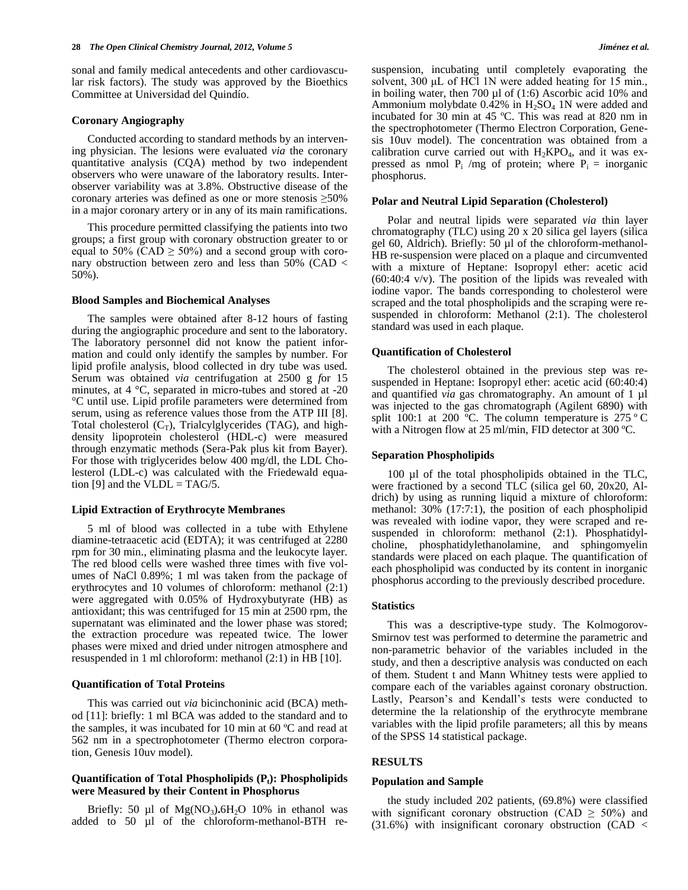sonal and family medical antecedents and other cardiovascular risk factors). The study was approved by the Bioethics Committee at Universidad del Quindío.

### Coronary Angiography

Conducted according to standard methods by an intervening physician. The lesions were evaluated *via* the coronary quantitative analysis (CQA) method by two independent observers who were unaware of the laboratory results. Interobserver variability was at 3.8%. Obstructive disease of the coronary arteries was defined as one or more stenosis ≥50% in a major coronary artery or in any of its main ramifications.

This procedure permitted classifying the patients into two groups; a first group with coronary obstruction greater to or equal to 50% (CAD ≥ 50%) and a second group with coronary obstruction between zero and less than 50% (CAD < 50%).

### Blood Samples and Biochemical Analyses

The samples were obtained after 8-12 hours of fasting during the angiographic procedure and sent to the laboratory. The laboratory personnel did not know the patient information and could only identify the samples by number. For lipid profile analysis, blood collected in dry tube was used. Serum was obtained *via* centrifugation at 2500 g *f*or 15 minutes, at 4 °C, separated in micro-tubes and stored at -20 °C until use. Lipid profile parameters were determined from serum, using as reference values those from the ATP III [8]. Total cholesterol ($C_T$), Trialcylglycerides (TAG), and high-density lipoprotein cholesterol (HDL-c) were measured through enzymatic methods (Sera-Pak plus kit from Bayer). For those with triglycerides below 400 mg/dl, the LDL Cholesterol (LDL-c) was calculated with the Friedewald equation [9] and the VLDL = TAG/5.

### Lipid Extraction of Erythrocyte Membranes

5 ml of blood was collected in a tube with Ethylene diamine-tetraacetic acid (EDTA); it was centrifuged at 2280 rpm for 30 min., eliminating plasma and the leukocyte layer. The red blood cells were washed three times with five volumes of NaCl 0.89%; 1 ml was taken from the package of erythrocytes and 10 volumes of chloroform: methanol (2:1) were aggregated with 0.05% of Hydroxybutyrate (HB) as antioxidant; this was centrifuged for 15 min at 2500 rpm, the supernatant was eliminated and the lower phase was stored; the extraction procedure was repeated twice. The lower phases were mixed and dried under nitrogen atmosphere and resuspended in 1 ml chloroform: methanol (2:1) in HB [10].

### Quantification of Total Proteins

This was carried out *via* bicinchoninic acid (BCA) method [11]: briefly: 1 ml BCA was added to the standard and to the samples, it was incubated for 10 min at 60 ºC and read at 562 nm in a spectrophotometer (Thermo electron corporation, Genesis 10uv model).

### Quantification of Total Phospholipids ($P_t$): Phospholipids were Measured by their Content in Phosphorus

Briefly: 50 µl of $Mg(NO_3).6H_2O$ 10% in ethanol was added to 50 µl of the chloroform-methanol-BTH re-suspension, incubating until completely evaporating the solvent, 300 µL of HCl 1N were added heating for 15 min., in boiling water, then 700 µl of (1:6) Ascorbic acid 10% and Ammonium molybdate 0.42% in $H_2SO_4$ 1N were added and incubated for 30 min at 45 ºC. This was read at 820 nm in the spectrophotometer (Thermo Electron Corporation, Genesis 10uv model). The concentration was obtained from a calibration curve carried out with $H_2KPO_4$, and it was expressed as nmol $P_i$ /mg of protein; where $P_i$ = inorganic phosphorus.

### Polar and Neutral Lipid Separation (Cholesterol)

Polar and neutral lipids were separated *via* thin layer chromatography (TLC) using 20 x 20 silica gel layers (silica gel 60, Aldrich). Briefly: 50 µl of the chloroform-methanol-HB re-suspension were placed on a plaque and circumvented with a mixture of Heptane: Isopropyl ether: acetic acid (60:40:4 v/v). The position of the lipids was revealed with iodine vapor. The bands corresponding to cholesterol were scraped and the total phospholipids and the scraping were re-suspended in chloroform: Methanol (2:1). The cholesterol standard was used in each plaque.

### Quantification of Cholesterol

The cholesterol obtained in the previous step was re-suspended in Heptane: Isopropyl ether: acetic acid (60:40:4) and quantified *via* gas chromatography. An amount of 1 µl was injected to the gas chromatograph (Agilent 6890) with split 100:1 at 200 ºC. The column temperature is 275 º C with a Nitrogen flow at 25 ml/min, FID detector at 300 ºC.

### Separation Phospholipids

100 µl of the total phospholipids obtained in the TLC, were fractioned by a second TLC (silica gel 60, 20x20, Aldrich) by using as running liquid a mixture of chloroform: methanol: 30% (17:7:1), the position of each phospholipid was revealed with iodine vapor, they were scraped and re-suspended in chloroform: methanol (2:1). Phosphatidylcholine, phosphatidylethanolamine, and sphingomyelin standards were placed on each plaque. The quantification of each phospholipid was conducted by its content in inorganic phosphorus according to the previously described procedure.

### Statistics

This was a descriptive-type study. The Kolmogorov-Smirnov test was performed to determine the parametric and non-parametric behavior of the variables included in the study, and then a descriptive analysis was conducted on each of them. Student t and Mann Whitney tests were applied to compare each of the variables against coronary obstruction. Lastly, Pearson's and Kendall's tests were conducted to determine the la relationship of the erythrocyte membrane variables with the lipid profile parameters; all this by means of the SPSS 14 statistical package.

## RESULTS

### Population and Sample

the study included 202 patients, (69.8%) were classified with significant coronary obstruction (CAD ≥ 50%) and (31.6%) with insignificant coronary obstruction (CAD <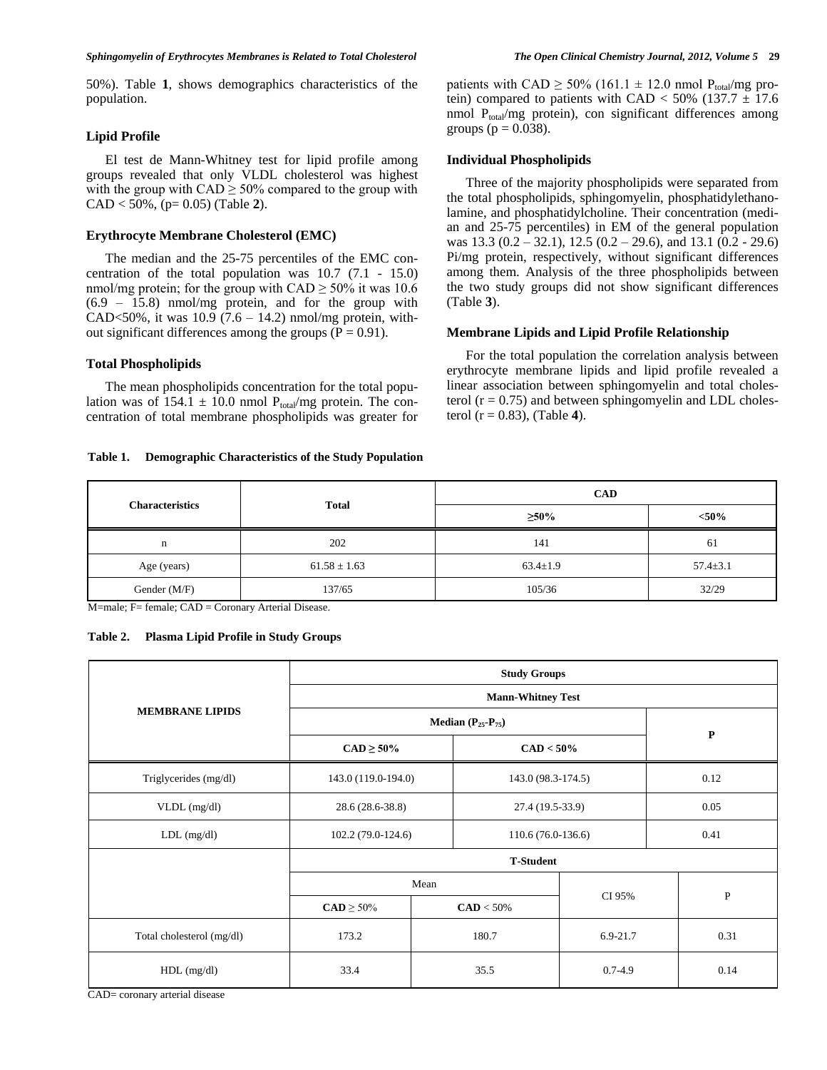50%). Table **1**, shows demographics characteristics of the population.

### Lipid Profile

El test de Mann-Whitney test for lipid profile among groups revealed that only VLDL cholesterol was highest with the group with CAD ≥ 50% compared to the group with CAD < 50%, (p= 0.05) (Table **2**).

### Erythrocyte Membrane Cholesterol (EMC)

The median and the 25-75 percentiles of the EMC concentration of the total population was 10.7 (7.1 - 15.0) nmol/mg protein; for the group with CAD ≥ 50% it was 10.6 (6.9 – 15.8) nmol/mg protein, and for the group with CAD<50%, it was 10.9 (7.6 – 14.2) nmol/mg protein, without significant differences among the groups (P = 0.91).

### Total Phospholipids

The mean phospholipids concentration for the total population was of 154.1 ± 10.0 nmol $P_{total}$/mg protein. The concentration of total membrane phospholipids was greater for patients with CAD ≥ 50% (161.1 ± 12.0 nmol $P_{total}$/mg protein) compared to patients with CAD < 50% (137.7 ± 17.6 nmol $P_{total}$/mg protein), con significant differences among groups (p = 0.038).

### Individual Phospholipids

Three of the majority phospholipids were separated from the total phospholipids, sphingomyelin, phosphatidylethanolamine, and phosphatidylcholine. Their concentration (median and 25-75 percentiles) in EM of the general population was 13.3 (0.2 – 32.1), 12.5 (0.2 – 29.6), and 13.1 (0.2 - 29.6) Pi/mg protein, respectively, without significant differences among them. Analysis of the three phospholipids between the two study groups did not show significant differences (Table **3**).

### Membrane Lipids and Lipid Profile Relationship

For the total population the correlation analysis between erythrocyte membrane lipids and lipid profile revealed a linear association between sphingomyelin and total cholesterol (r = 0.75) and between sphingomyelin and LDL cholesterol (r = 0.83), (Table **4**).

**Table 1. Demographic Characteristics of the Study Population**

| Characteristics | Total | CAD | |
|---|---|---|---|
| | | ≥50% | <50% |
| n | 202 | 141 | 61 |
| Age (years) | 61.58 ± 1.63 | 63.4±1.9 | 57.4±3.1 |
| Gender (M/F) | 137/65 | 105/36 | 32/29 |

M=male; F= female; CAD = Coronary Arterial Disease.

**Table 2. Plasma Lipid Profile in Study Groups**

| MEMBRANE LIPIDS | Study Groups | | | |
|---|---|---|---|---|
| | Mann-Whitney Test | | | |
| | Median ($P_{25}$-$P_{75}$) | | P | |
| | CAD ≥ 50% | CAD < 50% | | |
| Triglycerides (mg/dl) | 143.0 (119.0-194.0) | 143.0 (98.3-174.5) | 0.12 | |
| VLDL (mg/dl) | 28.6 (28.6-38.8) | 27.4 (19.5-33.9) | 0.05 | |
| LDL (mg/dl) | 102.2 (79.0-124.6) | 110.6 (76.0-136.6) | 0.41 | |
| | T-Student | | | |
| | Mean | | CI 95% | P |
| | CAD ≥ 50% | CAD < 50% | | |
| Total cholesterol (mg/dl) | 173.2 | 180.7 | 6.9-21.7 | 0.31 |
| HDL (mg/dl) | 33.4 | 35.5 | 0.7-4.9 | 0.14 |

CAD= coronary arterial disease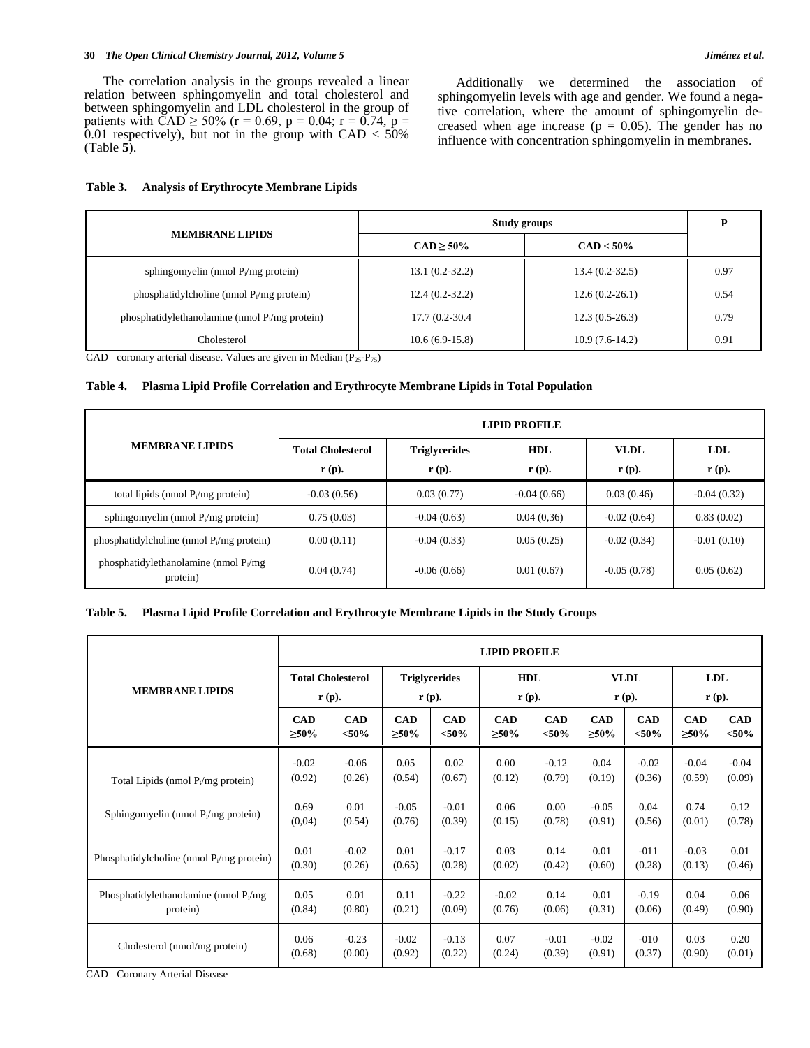The correlation analysis in the groups revealed a linear relation between sphingomyelin and total cholesterol and between sphingomyelin and LDL cholesterol in the group of patients with CAD ≥ 50% (r = 0.69, p = 0.04; r = 0.74, p = 0.01 respectively), but not in the group with CAD < 50% (Table **5**).

Additionally we determined the association of sphingomyelin levels with age and gender. We found a negative correlation, where the amount of sphingomyelin decreased when age increase (p = 0.05). The gender has no influence with concentration sphingomyelin in membranes.

**Table 3. Analysis of Erythrocyte Membrane Lipids**

| MEMBRANE LIPIDS | Study groups | | P |
|---|---|---|---|
| | CAD ≥ 50% | CAD < 50% | |
| sphingomyelin (nmol $P_i$/mg protein) | 13.1 (0.2-32.2) | 13.4 (0.2-32.5) | 0.97 |
| phosphatidylcholine (nmol $P_i$/mg protein) | 12.4 (0.2-32.2) | 12.6 (0.2-26.1) | 0.54 |
| phosphatidylethanolamine (nmol $P_i$/mg protein) | 17.7 (0.2-30.4 | 12.3 (0.5-26.3) | 0.79 |
| Cholesterol | 10.6 (6.9-15.8) | 10.9 (7.6-14.2) | 0.91 |

CAD= coronary arterial disease. Values are given in Median ($P_{25}$-$P_{75}$)

**Table 4. Plasma Lipid Profile Correlation and Erythrocyte Membrane Lipids in Total Population**

| MEMBRANE LIPIDS | LIPID PROFILE | | | | |
|---|---|---|---|---|---|
| | Total Cholesterol r (p). | Triglycerides r (p). | HDL r (p). | VLDL r (p). | LDL r (p). |
| total lipids (nmol $P_i$/mg protein) | -0.03 (0.56) | 0.03 (0.77) | -0.04 (0.66) | 0.03 (0.46) | -0.04 (0.32) |
| sphingomyelin (nmol $P_i$/mg protein) | 0.75 (0.03) | -0.04 (0.63) | 0.04 (0,36) | -0.02 (0.64) | 0.83 (0.02) |
| phosphatidylcholine (nmol $P_i$/mg protein) | 0.00 (0.11) | -0.04 (0.33) | 0.05 (0.25) | -0.02 (0.34) | -0.01 (0.10) |
| phosphatidylethanolamine (nmol $P_i$/mg protein) | 0.04 (0.74) | -0.06 (0.66) | 0.01 (0.67) | -0.05 (0.78) | 0.05 (0.62) |

**Table 5. Plasma Lipid Profile Correlation and Erythrocyte Membrane Lipids in the Study Groups**

| MEMBRANE LIPIDS | LIPID PROFILE | | | | | | | | | |
|---|---|---|---|---|---|---|---|---|---|---|
| | Total Cholesterol r (p). | | Triglycerides r (p). | | HDL r (p). | | VLDL r (p). | | LDL r (p). | |
| | CAD ≥50% | CAD <50% | CAD ≥50% | CAD <50% | CAD ≥50% | CAD <50% | CAD ≥50% | CAD <50% | CAD ≥50% | CAD <50% |
| Total Lipids (nmol $P_i$/mg protein) | -0.02 (0.92) | -0.06 (0.26) | 0.05 (0.54) | 0.02 (0.67) | 0.00 (0.12) | -0.12 (0.79) | 0.04 (0.19) | -0.02 (0.36) | -0.04 (0.59) | -0.04 (0.09) |
| Sphingomyelin (nmol $P_i$/mg protein) | 0.69 (0,04) | 0.01 (0.54) | -0.05 (0.76) | -0.01 (0.39) | 0.06 (0.15) | 0.00 (0.78) | -0.05 (0.91) | 0.04 (0.56) | 0.74 (0.01) | 0.12 (0.78) |
| Phosphatidylcholine (nmol $P_i$/mg protein) | 0.01 (0.30) | -0.02 (0.26) | 0.01 (0.65) | -0.17 (0.28) | 0.03 (0.02) | 0.14 (0.42) | 0.01 (0.60) | -011 (0.28) | -0.03 (0.13) | 0.01 (0.46) |
| Phosphatidylethanolamine (nmol $P_i$/mg protein) | 0.05 (0.84) | 0.01 (0.80) | 0.11 (0.21) | -0.22 (0.09) | -0.02 (0.76) | 0.14 (0.06) | 0.01 (0.31) | -0.19 (0.06) | 0.04 (0.49) | 0.06 (0.90) |
| Cholesterol (nmol/mg protein) | 0.06 (0.68) | -0.23 (0.00) | -0.02 (0.92) | -0.13 (0.22) | 0.07 (0.24) | -0.01 (0.39) | -0.02 (0.91) | -010 (0.37) | 0.03 (0.90) | 0.20 (0.01) |

CAD= Coronary Arterial Disease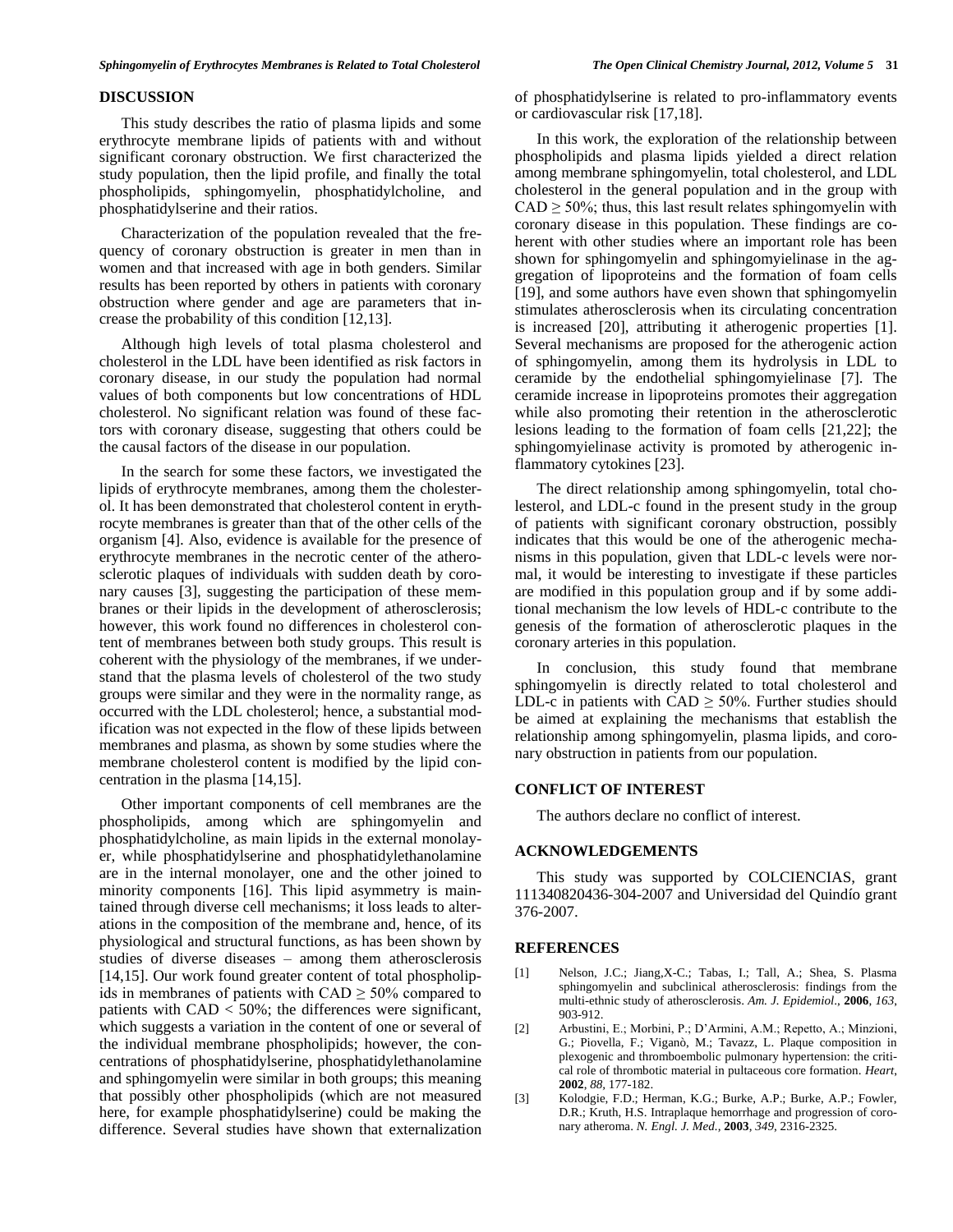## DISCUSSION

This study describes the ratio of plasma lipids and some erythrocyte membrane lipids of patients with and without significant coronary obstruction. We first characterized the study population, then the lipid profile, and finally the total phospholipids, sphingomyelin, phosphatidylcholine, and phosphatidylserine and their ratios.

Characterization of the population revealed that the frequency of coronary obstruction is greater in men than in women and that increased with age in both genders. Similar results has been reported by others in patients with coronary obstruction where gender and age are parameters that increase the probability of this condition [12,13].

Although high levels of total plasma cholesterol and cholesterol in the LDL have been identified as risk factors in coronary disease, in our study the population had normal values of both components but low concentrations of HDL cholesterol. No significant relation was found of these factors with coronary disease, suggesting that others could be the causal factors of the disease in our population.

In the search for some these factors, we investigated the lipids of erythrocyte membranes, among them the cholesterol. It has been demonstrated that cholesterol content in erythrocyte membranes is greater than that of the other cells of the organism [4]. Also, evidence is available for the presence of erythrocyte membranes in the necrotic center of the atherosclerotic plaques of individuals with sudden death by coronary causes [3], suggesting the participation of these membranes or their lipids in the development of atherosclerosis; however, this work found no differences in cholesterol content of membranes between both study groups. This result is coherent with the physiology of the membranes, if we understand that the plasma levels of cholesterol of the two study groups were similar and they were in the normality range, as occurred with the LDL cholesterol; hence, a substantial modification was not expected in the flow of these lipids between membranes and plasma, as shown by some studies where the membrane cholesterol content is modified by the lipid concentration in the plasma [14,15].

Other important components of cell membranes are the phospholipids, among which are sphingomyelin and phosphatidylcholine, as main lipids in the external monolayer, while phosphatidylserine and phosphatidylethanolamine are in the internal monolayer, one and the other joined to minority components [16]. This lipid asymmetry is maintained through diverse cell mechanisms; it loss leads to alterations in the composition of the membrane and, hence, of its physiological and structural functions, as has been shown by studies of diverse diseases – among them atherosclerosis [14,15]. Our work found greater content of total phospholipids in membranes of patients with CAD $\geq$ 50% compared to patients with CAD < 50%; the differences were significant, which suggests a variation in the content of one or several of the individual membrane phospholipids; however, the concentrations of phosphatidylserine, phosphatidylethanolamine and sphingomyelin were similar in both groups; this meaning that possibly other phospholipids (which are not measured here, for example phosphatidylserine) could be making the difference. Several studies have shown that externalization of phosphatidylserine is related to pro-inflammatory events or cardiovascular risk [17,18].

In this work, the exploration of the relationship between phospholipids and plasma lipids yielded a direct relation among membrane sphingomyelin, total cholesterol, and LDL cholesterol in the general population and in the group with CAD $\geq$ 50%; thus, this last result relates sphingomyelin with coronary disease in this population. These findings are coherent with other studies where an important role has been shown for sphingomyelin and sphingomyielinase in the aggregation of lipoproteins and the formation of foam cells [19], and some authors have even shown that sphingomyelin stimulates atherosclerosis when its circulating concentration is increased [20], attributing it atherogenic properties [1]. Several mechanisms are proposed for the atherogenic action of sphingomyelin, among them its hydrolysis in LDL to ceramide by the endothelial sphingomyielinase [7]. The ceramide increase in lipoproteins promotes their aggregation while also promoting their retention in the atherosclerotic lesions leading to the formation of foam cells [21,22]; the sphingomyielinase activity is promoted by atherogenic inflammatory cytokines [23].

The direct relationship among sphingomyelin, total cholesterol, and LDL-c found in the present study in the group of patients with significant coronary obstruction, possibly indicates that this would be one of the atherogenic mechanisms in this population, given that LDL-c levels were normal, it would be interesting to investigate if these particles are modified in this population group and if by some additional mechanism the low levels of HDL-c contribute to the genesis of the formation of atherosclerotic plaques in the coronary arteries in this population.

In conclusion, this study found that membrane sphingomyelin is directly related to total cholesterol and LDL-c in patients with CAD $\geq$ 50%. Further studies should be aimed at explaining the mechanisms that establish the relationship among sphingomyelin, plasma lipids, and coronary obstruction in patients from our population.

## CONFLICT OF INTEREST

The authors declare no conflict of interest.

## ACKNOWLEDGEMENTS

This study was supported by COLCIENCIAS, grant 111340820436-304-2007 and Universidad del Quindío grant 376-2007.

## REFERENCES

[1] Nelson, J.C.; Jiang,X-C.; Tabas, I.; Tall, A.; Shea, S. Plasma sphingomyelin and subclinical atherosclerosis: findings from the multi-ethnic study of atherosclerosis. *Am. J. Epidemiol.*, **2006**, *163*, 903-912.

[2] Arbustini, E.; Morbini, P.; D'Armini, A.M.; Repetto, A.; Minzioni, G.; Piovella, F.; Viganò, M.; Tavazz, L. Plaque composition in plexogenic and thromboembolic pulmonary hypertension: the critical role of thrombotic material in pultaceous core formation. *Heart*, **2002**, *88*, 177-182.

[3] Kolodgie, F.D.; Herman, K.G.; Burke, A.P.; Burke, A.P.; Fowler, D.R.; Kruth, H.S. Intraplaque hemorrhage and progression of coronary atheroma. *N. Engl. J. Med.*, **2003**, *349*, 2316-2325.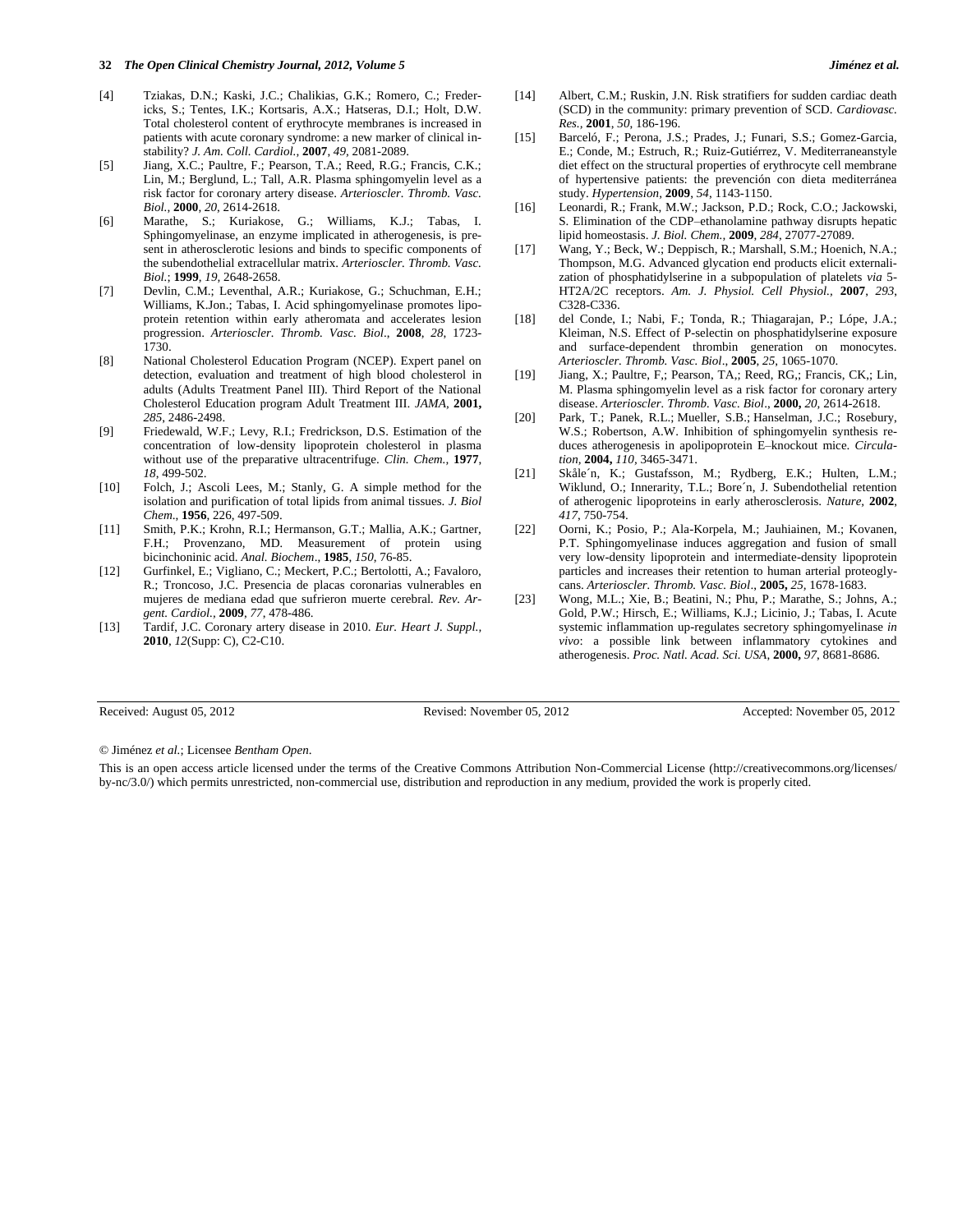[4] Tziakas, D.N.; Kaski, J.C.; Chalikias, G.K.; Romero, C.; Fredericks, S.; Tentes, I.K.; Kortsaris, A.X.; Hatseras, D.I.; Holt, D.W. Total cholesterol content of erythrocyte membranes is increased in patients with acute coronary syndrome: a new marker of clinical instability? *J. Am. Coll. Cardiol.*, **2007**, *49*, 2081-2089.

[5] Jiang, X.C.; Paultre, F.; Pearson, T.A.; Reed, R.G.; Francis, C.K.; Lin, M.; Berglund, L.; Tall, A.R. Plasma sphingomyelin level as a risk factor for coronary artery disease. *Arterioscler. Thromb. Vasc. Biol.*, **2000**, *20*, 2614-2618.

[6] Marathe, S.; Kuriakose, G.; Williams, K.J.; Tabas, I. Sphingomyelinase, an enzyme implicated in atherogenesis, is present in atherosclerotic lesions and binds to specific components of the subendothelial extracellular matrix. *Arterioscler. Thromb. Vasc. Biol.*; **1999**, *19*, 2648-2658.

[7] Devlin, C.M.; Leventhal, A.R.; Kuriakose, G.; Schuchman, E.H.; Williams, K.Jon.; Tabas, I. Acid sphingomyelinase promotes lipoprotein retention within early atheromata and accelerates lesion progression. *Arterioscler. Thromb. Vasc. Biol*., **2008**, *28*, 1723-1730.

[8] National Cholesterol Education Program (NCEP). Expert panel on detection, evaluation and treatment of high blood cholesterol in adults (Adults Treatment Panel III). Third Report of the National Cholesterol Education program Adult Treatment III. *JAMA*, **2001,** *285*, 2486-2498.

[9] Friedewald, W.F.; Levy, R.I.; Fredrickson, D.S. Estimation of the concentration of low-density lipoprotein cholesterol in plasma without use of the preparative ultracentrifuge. *Clin. Chem.*, **1977**, *18*, 499-502.

[10] Folch, J.; Ascoli Lees, M.; Stanly, G. A simple method for the isolation and purification of total lipids from animal tissues. *J. Biol Chem*., **1956**, 226, 497-509.

[11] Smith, P.K.; Krohn, R.I.; Hermanson, G.T.; Mallia, A.K.; Gartner, F.H.; Provenzano, MD. Measurement of protein using bicinchoninic acid. *Anal. Biochem*., **1985**, *150*, 76-85.

[12] Gurfinkel, E.; Vigliano, C.; Meckert, P.C.; Bertolotti, A.; Favaloro, R.; Troncoso, J.C. Presencia de placas coronarias vulnerables en mujeres de mediana edad que sufrieron muerte cerebral. *Rev. Argent. Cardiol.*, **2009**, *77*, 478-486.

[13] Tardif, J.C. Coronary artery disease in 2010. *Eur. Heart J. Suppl.*, **2010**, *12*(Supp: C), C2-C10.

[14] Albert, C.M.; Ruskin, J.N. Risk stratifiers for sudden cardiac death (SCD) in the community: primary prevention of SCD. *Cardiovasc. Res.*, **2001**, *50*, 186-196.

[15] Barceló, F.; Perona, J.S.; Prades, J.; Funari, S.S.; Gomez-Garcia, E.; Conde, M.; Estruch, R.; Ruiz-Gutiérrez, V. Mediterraneanstyle diet effect on the structural properties of erythrocyte cell membrane of hypertensive patients: the prevención con dieta mediterránea study. *Hypertension*, **2009**, *54*, 1143-1150.

[16] Leonardi, R.; Frank, M.W.; Jackson, P.D.; Rock, C.O.; Jackowski, S. Elimination of the CDP–ethanolamine pathway disrupts hepatic lipid homeostasis. *J. Biol. Chem.*, **2009**, *284*, 27077-27089.

[17] Wang, Y.; Beck, W.; Deppisch, R.; Marshall, S.M.; Hoenich, N.A.; Thompson, M.G. Advanced glycation end products elicit externalization of phosphatidylserine in a subpopulation of platelets *via* 5-HT2A/2C receptors. *Am. J. Physiol. Cell Physiol.*, **2007**, *293*, C328-C336.

[18] del Conde, I.; Nabi, F.; Tonda, R.; Thiagarajan, P.; Lópe, J.A.; Kleiman, N.S. Effect of P-selectin on phosphatidylserine exposure and surface-dependent thrombin generation on monocytes. *Arterioscler. Thromb. Vasc. Biol*., **2005**, *25*, 1065-1070.

[19] Jiang, X.; Paultre, F,; Pearson, TA,; Reed, RG,; Francis, CK,; Lin, M. Plasma sphingomyelin level as a risk factor for coronary artery disease. *Arterioscler. Thromb. Vasc. Biol*., **2000,** *20*, 2614-2618.

[20] Park, T.; Panek, R.L.; Mueller, S.B.; Hanselman, J.C.; Rosebury, W.S.; Robertson, A.W. Inhibition of sphingomyelin synthesis reduces atherogenesis in apolipoprotein E–knockout mice. *Circulation*, **2004,** *110*, 3465-3471.

[21] Skåle´n, K.; Gustafsson, M.; Rydberg, E.K.; Hulten, L.M.; Wiklund, O.; Innerarity, T.L.; Bore´n, J. Subendothelial retention of atherogenic lipoproteins in early atherosclerosis. *Nature*, **2002**, *417*, 750-754.

[22] Oorni, K.; Posio, P.; Ala-Korpela, M.; Jauhiainen, M.; Kovanen, P.T. Sphingomyelinase induces aggregation and fusion of small very low-density lipoprotein and intermediate-density lipoprotein particles and increases their retention to human arterial proteoglycans. *Arterioscler. Thromb. Vasc. Biol*., **2005,** *25*, 1678-1683.

[23] Wong, M.L.; Xie, B.; Beatini, N.; Phu, P.; Marathe, S.; Johns, A.; Gold, P.W.; Hirsch, E.; Williams, K.J.; Licinio, J.; Tabas, I. Acute systemic inflammation up-regulates secretory sphingomyelinase *in vivo*: a possible link between inflammatory cytokines and atherogenesis. *Proc. Natl. Acad. Sci. USA*, **2000,** *97*, 8681-8686.

Received: August 05, 2012 Revised: November 05, 2012 Accepted: November 05, 2012

© Jiménez *et al.*; Licensee *Bentham Open*.

This is an open access article licensed under the terms of the Creative Commons Attribution Non-Commercial License (http://creativecommons.org/licenses/by-nc/3.0/) which permits unrestricted, non-commercial use, distribution and reproduction in any medium, provided the work is properly cited.